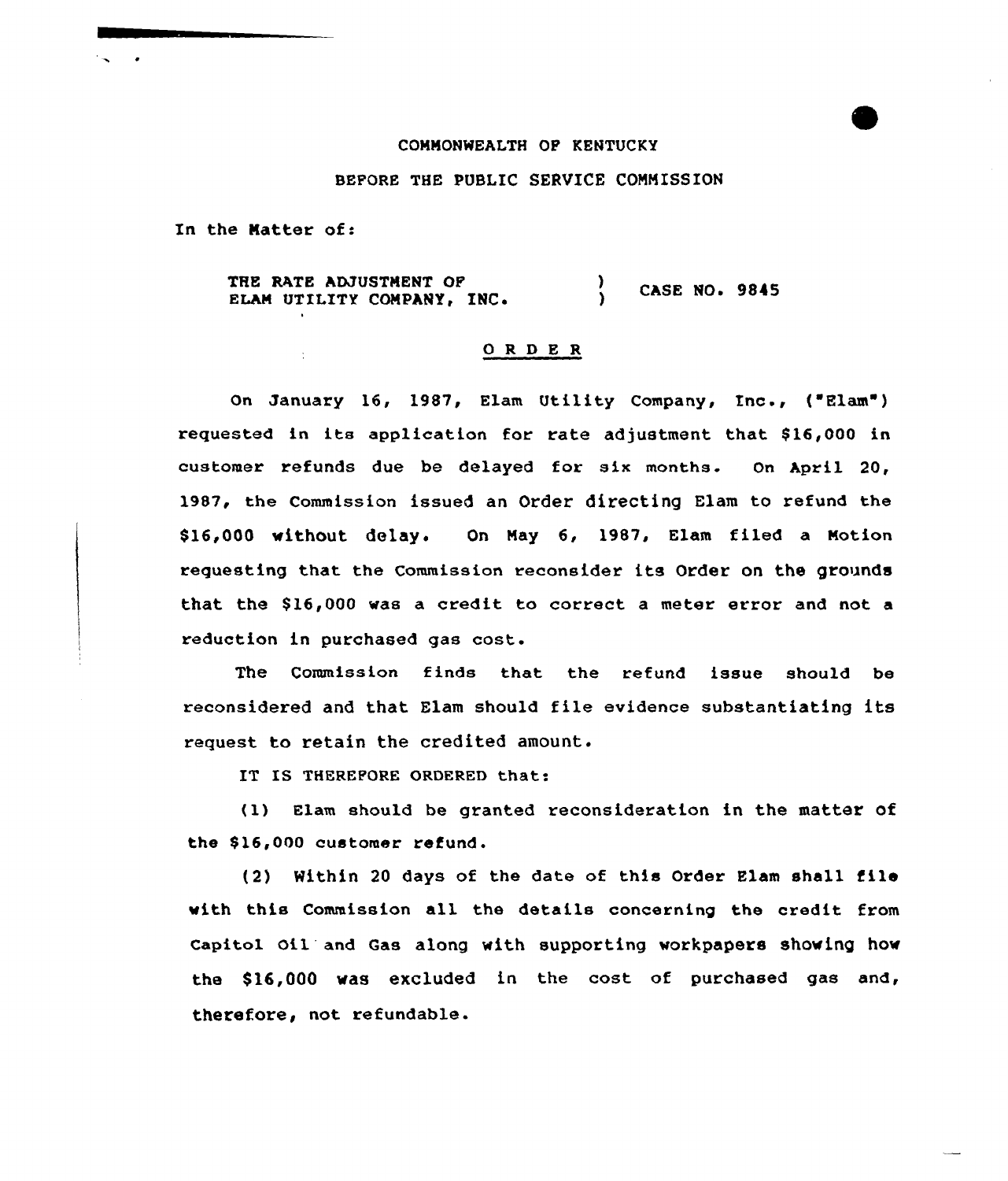COMMONWEALTH OF KENTUCKY

BEFORE THE PUBLIC SERVICE COMMISSION

In the Matter of:

THE RATE ADJUSTMENT OF ELAM UTILITY COMPANY, INC. ) CASE NO. 9845

## ORDER

On January 16, 1987, Elam Utility Company, Inc., ("Elam") requested in its application for rate adjustment that $16,000 in customer refunds due be delayed for six months. On April 20, 1987, the Commission issued an Order directing Elam to refund the $16,000 without delay. On May 6, 1987, Elam filed a Motion requesting that the Commission reconsider its Order on the grounds that the $16,000 was a credit to correct a meter error and not a reduction in purchased gas cost.

The Commission finds that the refund issue should be reconsidered and that Elam should file evidence substantiating its request to retain the credited amount.

IT IS THEREFORE ORDERED that:

(1) Elam should be granted reconsideration in the matter of the $16,000 customer refund.

(2) Within 20 days of the date of this Order Elam shall file with this Commission all the details concerning the credit from Capitol Oil and Gas along with supporting workpapers showing how the $16,000 was excluded in the cost of purchased gas and, therefore, not refundable.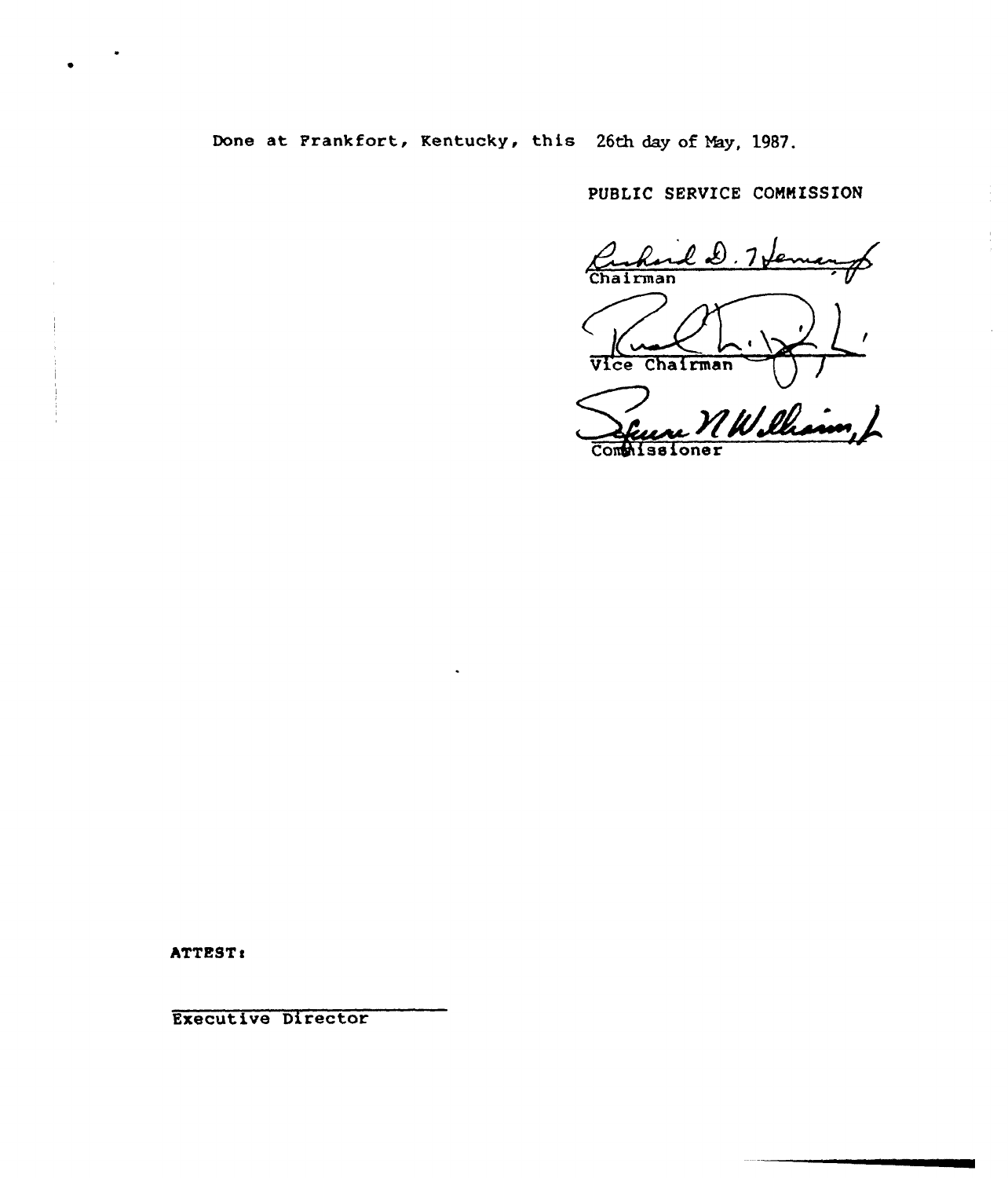Done at Frankfort, Kentucky, this 26th day of May, 1987.

PUBLIC SERVICE COMMISSION

Chairman

Vice Chairman

Commissioner

ATTEST:

Executive Director